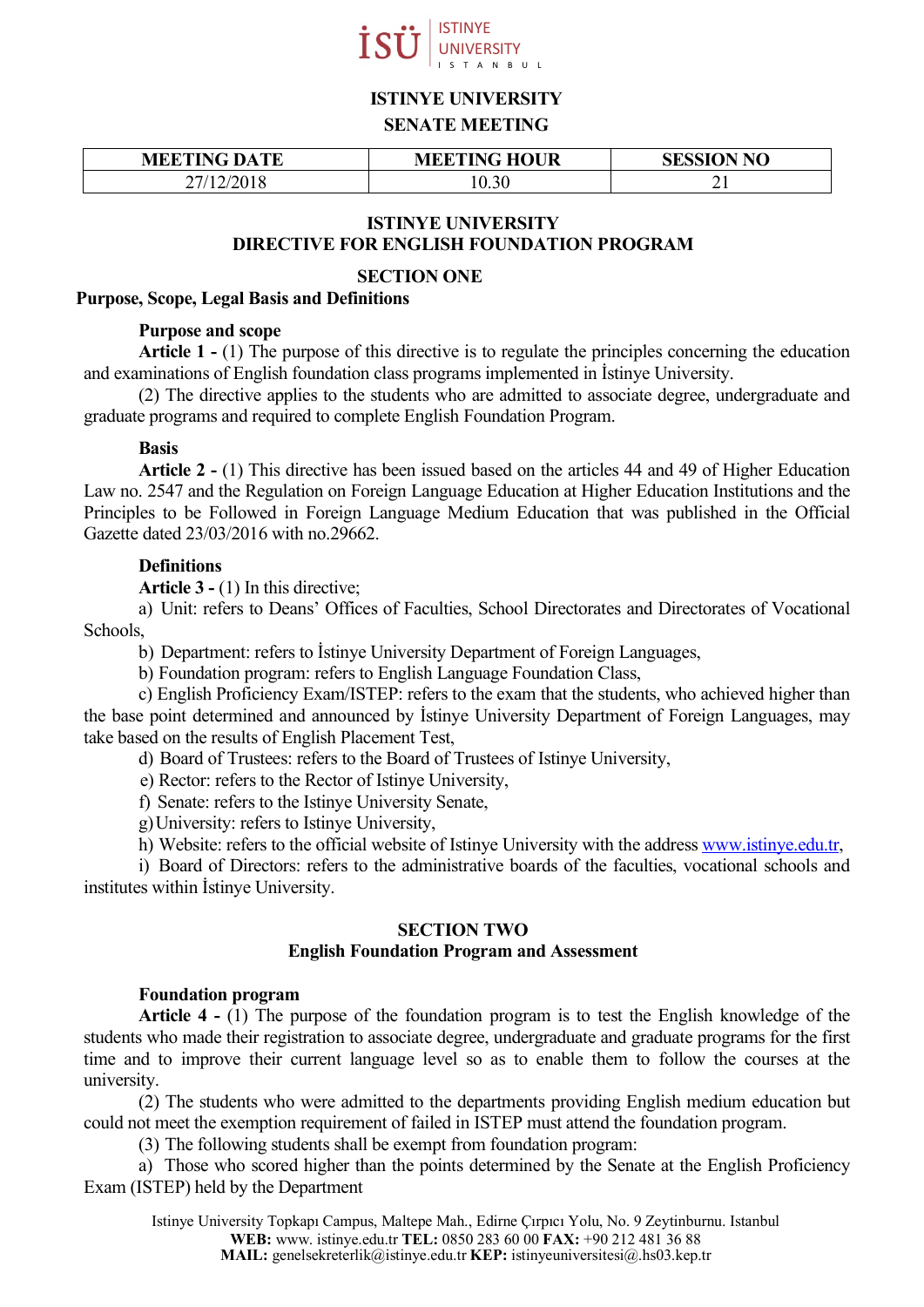# ISTINYE UNIVERSITY
## SENATE MEETING

| MEETING DATE | MEETING HOUR | SESSION NO |
|---|---|---|
| 27/12/2018 | 10.30 | 21 |

## ISTINYE UNIVERSITY
## DIRECTIVE FOR ENGLISH FOUNDATION PROGRAM

### SECTION ONE
### Purpose, Scope, Legal Basis and Definitions

**Purpose and scope**

**Article 1 -** (1) The purpose of this directive is to regulate the principles concerning the education and examinations of English foundation class programs implemented in İstinye University.

(2) The directive applies to the students who are admitted to associate degree, undergraduate and graduate programs and required to complete English Foundation Program.

**Basis**

**Article 2 -** (1) This directive has been issued based on the articles 44 and 49 of Higher Education Law no. 2547 and the Regulation on Foreign Language Education at Higher Education Institutions and the Principles to be Followed in Foreign Language Medium Education that was published in the Official Gazette dated 23/03/2016 with no.29662.

**Definitions**

**Article 3 -** (1) In this directive;

a) Unit: refers to Deans' Offices of Faculties, School Directorates and Directorates of Vocational Schools,

b) Department: refers to İstinye University Department of Foreign Languages,

b) Foundation program: refers to English Language Foundation Class,

c) English Proficiency Exam/ISTEP: refers to the exam that the students, who achieved higher than the base point determined and announced by İstinye University Department of Foreign Languages, may take based on the results of English Placement Test,

d) Board of Trustees: refers to the Board of Trustees of Istinye University,

e) Rector: refers to the Rector of Istinye University,

f) Senate: refers to the Istinye University Senate,

g) University: refers to Istinye University,

h) Website: refers to the official website of Istinye University with the address www.istinye.edu.tr,

i) Board of Directors: refers to the administrative boards of the faculties, vocational schools and institutes within İstinye University.

### SECTION TWO
### English Foundation Program and Assessment

**Foundation program**

**Article 4 -** (1) The purpose of the foundation program is to test the English knowledge of the students who made their registration to associate degree, undergraduate and graduate programs for the first time and to improve their current language level so as to enable them to follow the courses at the university.

(2) The students who were admitted to the departments providing English medium education but could not meet the exemption requirement of failed in ISTEP must attend the foundation program.

(3) The following students shall be exempt from foundation program:

a) Those who scored higher than the points determined by the Senate at the English Proficiency Exam (ISTEP) held by the Department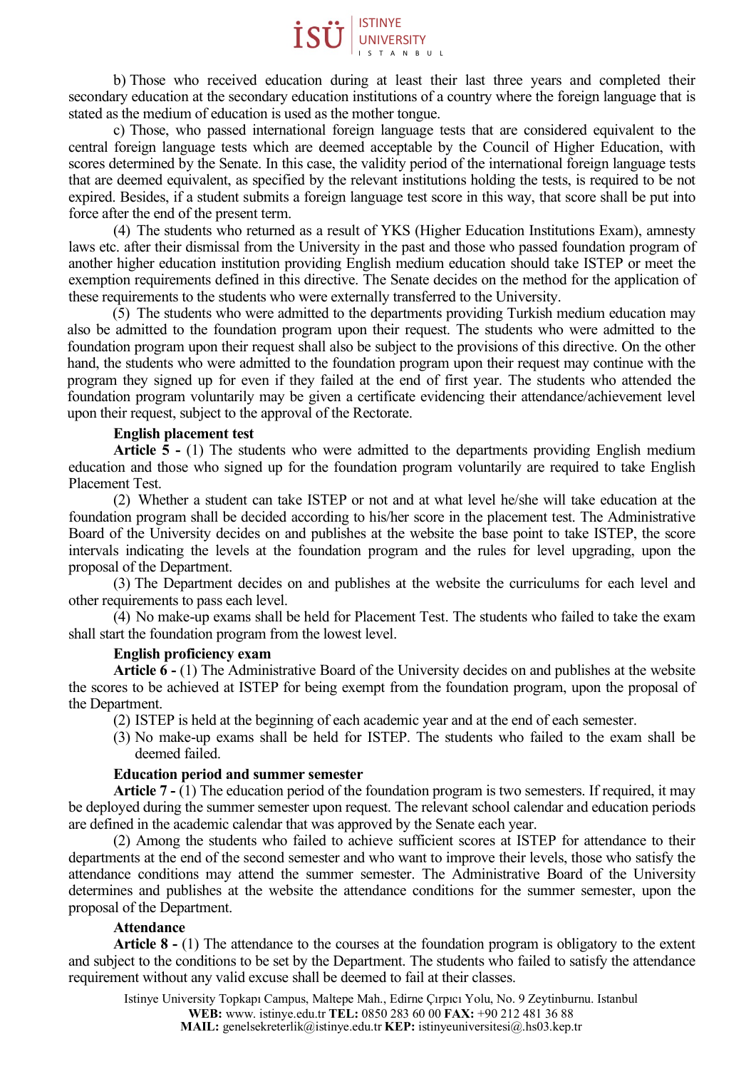b) Those who received education during at least their last three years and completed their secondary education at the secondary education institutions of a country where the foreign language that is stated as the medium of education is used as the mother tongue.

c) Those, who passed international foreign language tests that are considered equivalent to the central foreign language tests which are deemed acceptable by the Council of Higher Education, with scores determined by the Senate. In this case, the validity period of the international foreign language tests that are deemed equivalent, as specified by the relevant institutions holding the tests, is required to be not expired. Besides, if a student submits a foreign language test score in this way, that score shall be put into force after the end of the present term.

(4) The students who returned as a result of YKS (Higher Education Institutions Exam), amnesty laws etc. after their dismissal from the University in the past and those who passed foundation program of another higher education institution providing English medium education should take ISTEP or meet the exemption requirements defined in this directive. The Senate decides on the method for the application of these requirements to the students who were externally transferred to the University.

(5) The students who were admitted to the departments providing Turkish medium education may also be admitted to the foundation program upon their request. The students who were admitted to the foundation program upon their request shall also be subject to the provisions of this directive. On the other hand, the students who were admitted to the foundation program upon their request may continue with the program they signed up for even if they failed at the end of first year. The students who attended the foundation program voluntarily may be given a certificate evidencing their attendance/achievement level upon their request, subject to the approval of the Rectorate.

**English placement test**

**Article 5 -** (1) The students who were admitted to the departments providing English medium education and those who signed up for the foundation program voluntarily are required to take English Placement Test.

(2) Whether a student can take ISTEP or not and at what level he/she will take education at the foundation program shall be decided according to his/her score in the placement test. The Administrative Board of the University decides on and publishes at the website the base point to take ISTEP, the score intervals indicating the levels at the foundation program and the rules for level upgrading, upon the proposal of the Department.

(3) The Department decides on and publishes at the website the curriculums for each level and other requirements to pass each level.

(4) No make-up exams shall be held for Placement Test. The students who failed to take the exam shall start the foundation program from the lowest level.

**English proficiency exam**

**Article 6 -** (1) The Administrative Board of the University decides on and publishes at the website the scores to be achieved at ISTEP for being exempt from the foundation program, upon the proposal of the Department.

(2) ISTEP is held at the beginning of each academic year and at the end of each semester.

(3) No make-up exams shall be held for ISTEP. The students who failed to the exam shall be deemed failed.

**Education period and summer semester**

**Article 7 -** (1) The education period of the foundation program is two semesters. If required, it may be deployed during the summer semester upon request. The relevant school calendar and education periods are defined in the academic calendar that was approved by the Senate each year.

(2) Among the students who failed to achieve sufficient scores at ISTEP for attendance to their departments at the end of the second semester and who want to improve their levels, those who satisfy the attendance conditions may attend the summer semester. The Administrative Board of the University determines and publishes at the website the attendance conditions for the summer semester, upon the proposal of the Department.

**Attendance**

**Article 8 -** (1) The attendance to the courses at the foundation program is obligatory to the extent and subject to the conditions to be set by the Department. The students who failed to satisfy the attendance requirement without any valid excuse shall be deemed to fail at their classes.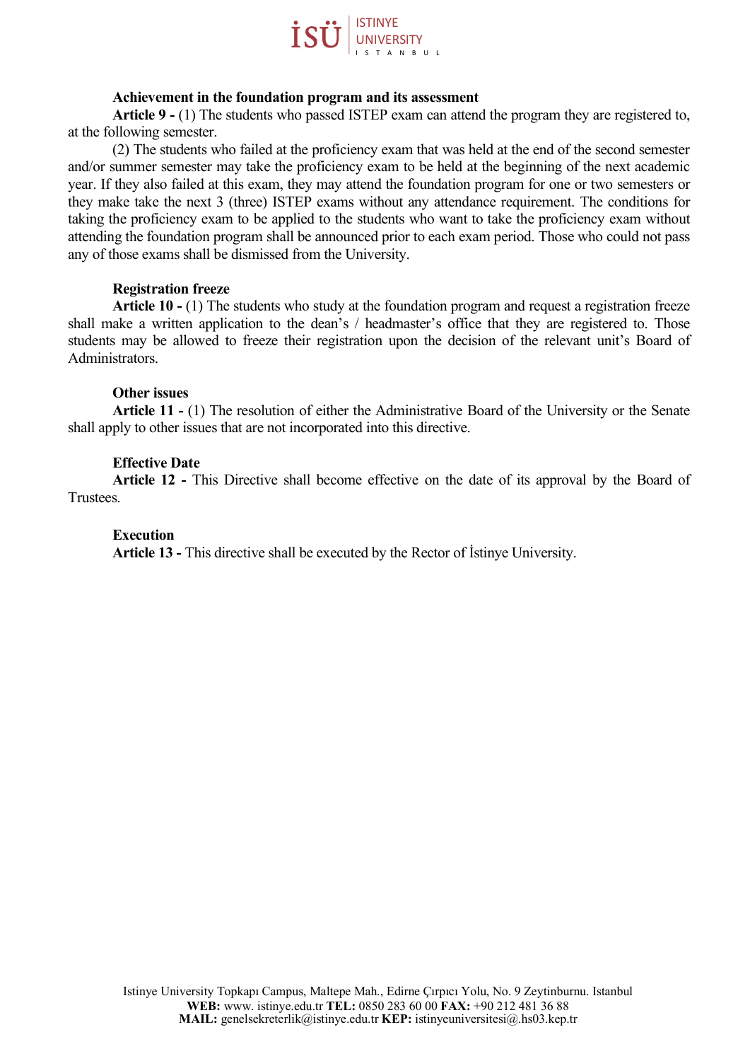### Achievement in the foundation program and its assessment

**Article 9 -** (1) The students who passed ISTEP exam can attend the program they are registered to, at the following semester.

(2) The students who failed at the proficiency exam that was held at the end of the second semester and/or summer semester may take the proficiency exam to be held at the beginning of the next academic year. If they also failed at this exam, they may attend the foundation program for one or two semesters or they make take the next 3 (three) ISTEP exams without any attendance requirement. The conditions for taking the proficiency exam to be applied to the students who want to take the proficiency exam without attending the foundation program shall be announced prior to each exam period. Those who could not pass any of those exams shall be dismissed from the University.

### Registration freeze

**Article 10 -** (1) The students who study at the foundation program and request a registration freeze shall make a written application to the dean's / headmaster's office that they are registered to. Those students may be allowed to freeze their registration upon the decision of the relevant unit's Board of Administrators.

### Other issues

**Article 11 -** (1) The resolution of either the Administrative Board of the University or the Senate shall apply to other issues that are not incorporated into this directive.

### Effective Date

**Article 12 -** This Directive shall become effective on the date of its approval by the Board of Trustees.

### Execution

**Article 13 -** This directive shall be executed by the Rector of İstinye University.